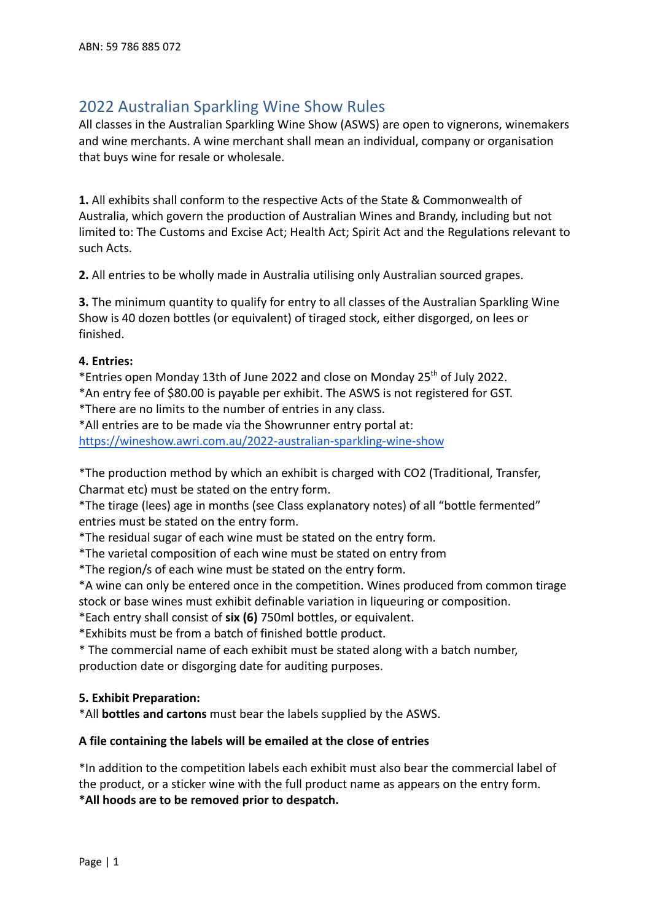ABN: 59 786 885 072

# 2022 Australian Sparkling Wine Show Rules

All classes in the Australian Sparkling Wine Show (ASWS) are open to vignerons, winemakers and wine merchants. A wine merchant shall mean an individual, company or organisation that buys wine for resale or wholesale.

**1.** All exhibits shall conform to the respective Acts of the State & Commonwealth of Australia, which govern the production of Australian Wines and Brandy, including but not limited to: The Customs and Excise Act; Health Act; Spirit Act and the Regulations relevant to such Acts.

**2.** All entries to be wholly made in Australia utilising only Australian sourced grapes.

**3.** The minimum quantity to qualify for entry to all classes of the Australian Sparkling Wine Show is 40 dozen bottles (or equivalent) of tiraged stock, either disgorged, on lees or finished.

**4. Entries:**

*Entries open Monday 13th of June 2022 and close on Monday 25th of July 2022.
*An entry fee of $80.00 is payable per exhibit. The ASWS is not registered for GST.
*There are no limits to the number of entries in any class.
*All entries are to be made via the Showrunner entry portal at: [https://wineshow.awri.com.au/2022-australian-sparkling-wine-show](https://wineshow.awri.com.au/2022-australian-sparkling-wine-show)

*The production method by which an exhibit is charged with $CO_2$ (Traditional, Transfer, Charmat etc) must be stated on the entry form.
*The tirage (lees) age in months (see Class explanatory notes) of all "bottle fermented" entries must be stated on the entry form.
*The residual sugar of each wine must be stated on the entry form.
*The varietal composition of each wine must be stated on entry from
*The region/s of each wine must be stated on the entry form.
*A wine can only be entered once in the competition. Wines produced from common tirage stock or base wines must exhibit definable variation in liqueuring or composition.
*Each entry shall consist of **six (6)** 750ml bottles, or equivalent.
*Exhibits must be from a batch of finished bottle product.
* The commercial name of each exhibit must be stated along with a batch number, production date or disgorging date for auditing purposes.

**5. Exhibit Preparation:**

*All **bottles and cartons** must bear the labels supplied by the ASWS.

**A file containing the labels will be emailed at the close of entries**

*In addition to the competition labels each exhibit must also bear the commercial label of the product, or a sticker wine with the full product name as appears on the entry form.
***All hoods are to be removed prior to despatch.**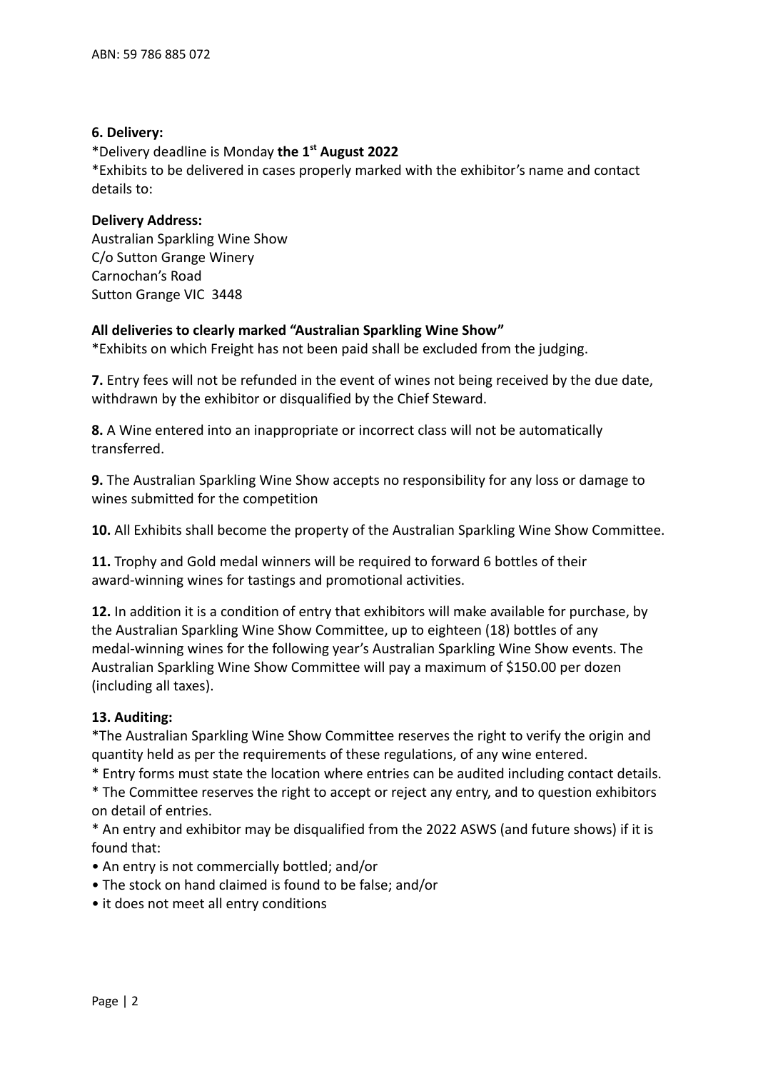ABN: 59 786 885 072

**6. Delivery:**

*Delivery deadline is Monday **the 1st August 2022**

*Exhibits to be delivered in cases properly marked with the exhibitor's name and contact details to:

**Delivery Address:**
Australian Sparkling Wine Show
C/o Sutton Grange Winery
Carnochan's Road
Sutton Grange VIC 3448

**All deliveries to clearly marked "Australian Sparkling Wine Show"**

*Exhibits on which Freight has not been paid shall be excluded from the judging.

**7.** Entry fees will not be refunded in the event of wines not being received by the due date, withdrawn by the exhibitor or disqualified by the Chief Steward.

**8.** A Wine entered into an inappropriate or incorrect class will not be automatically transferred.

**9.** The Australian Sparkling Wine Show accepts no responsibility for any loss or damage to wines submitted for the competition

**10.** All Exhibits shall become the property of the Australian Sparkling Wine Show Committee.

**11.** Trophy and Gold medal winners will be required to forward 6 bottles of their award-winning wines for tastings and promotional activities.

**12.** In addition it is a condition of entry that exhibitors will make available for purchase, by the Australian Sparkling Wine Show Committee, up to eighteen (18) bottles of any medal-winning wines for the following year's Australian Sparkling Wine Show events. The Australian Sparkling Wine Show Committee will pay a maximum of $150.00 per dozen (including all taxes).

**13. Auditing:**

*The Australian Sparkling Wine Show Committee reserves the right to verify the origin and quantity held as per the requirements of these regulations, of any wine entered.

* Entry forms must state the location where entries can be audited including contact details.

* The Committee reserves the right to accept or reject any entry, and to question exhibitors on detail of entries.

* An entry and exhibitor may be disqualified from the 2022 ASWS (and future shows) if it is found that:

- An entry is not commercially bottled; and/or
- The stock on hand claimed is found to be false; and/or
- it does not meet all entry conditions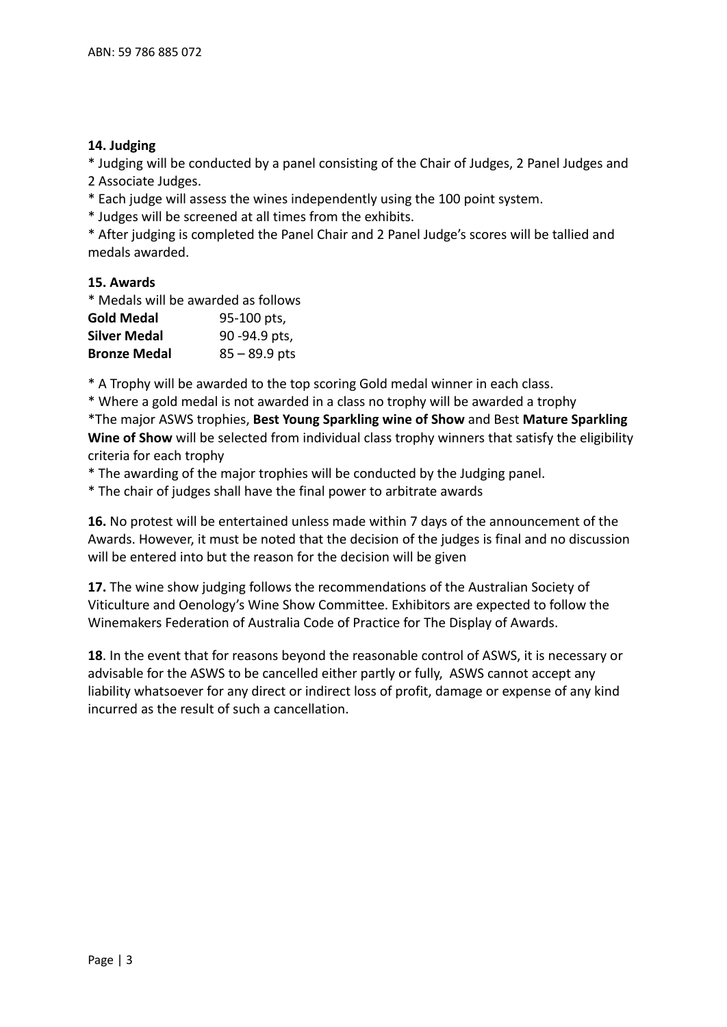ABN: 59 786 885 072

**14. Judging**

* Judging will be conducted by a panel consisting of the Chair of Judges, 2 Panel Judges and 2 Associate Judges.
* Each judge will assess the wines independently using the 100 point system.
* Judges will be screened at all times from the exhibits.
* After judging is completed the Panel Chair and 2 Panel Judge's scores will be tallied and medals awarded.

**15. Awards**

* Medals will be awarded as follows

| | |
|---|---|
| **Gold Medal** | 95-100 pts, |
| **Silver Medal** | 90 -94.9 pts, |
| **Bronze Medal** | 85 – 89.9 pts |

* A Trophy will be awarded to the top scoring Gold medal winner in each class.
* Where a gold medal is not awarded in a class no trophy will be awarded a trophy
*The major ASWS trophies, **Best Young Sparkling wine of Show** and Best **Mature Sparkling Wine of Show** will be selected from individual class trophy winners that satisfy the eligibility criteria for each trophy
* The awarding of the major trophies will be conducted by the Judging panel.
* The chair of judges shall have the final power to arbitrate awards

**16.** No protest will be entertained unless made within 7 days of the announcement of the Awards. However, it must be noted that the decision of the judges is final and no discussion will be entered into but the reason for the decision will be given

**17.** The wine show judging follows the recommendations of the Australian Society of Viticulture and Oenology's Wine Show Committee. Exhibitors are expected to follow the Winemakers Federation of Australia Code of Practice for The Display of Awards.

**18**. In the event that for reasons beyond the reasonable control of ASWS, it is necessary or advisable for the ASWS to be cancelled either partly or fully, ASWS cannot accept any liability whatsoever for any direct or indirect loss of profit, damage or expense of any kind incurred as the result of such a cancellation.